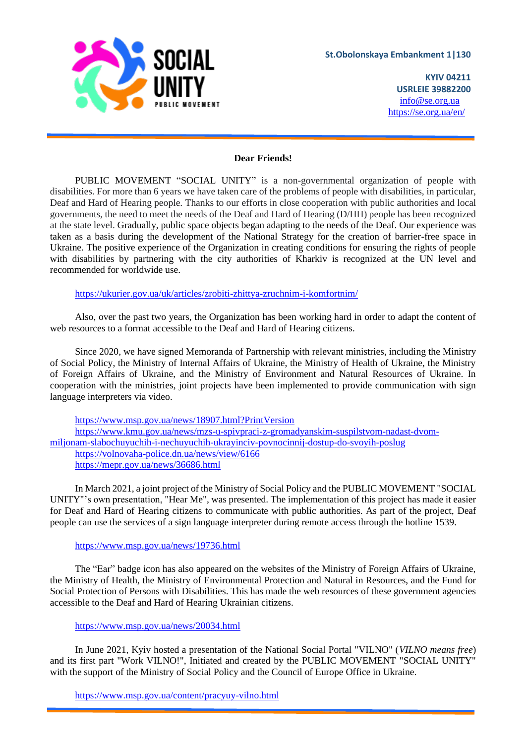SOCIAL UNITY
PUBLIC MOVEMENT

St.Obolonskaya Embankment 1|130

KYIV 04211
USRLEIE 39882200
info@se.org.ua
https://se.org.ua/en/

**Dear Friends!**

PUBLIC MOVEMENT "SOCIAL UNITY" is a non-governmental organization of people with disabilities. For more than 6 years we have taken care of the problems of people with disabilities, in particular, Deaf and Hard of Hearing people. Thanks to our efforts in close cooperation with public authorities and local governments, the need to meet the needs of the Deaf and Hard of Hearing (D/HH) people has been recognized at the state level. Gradually, public space objects began adapting to the needs of the Deaf. Our experience was taken as a basis during the development of the National Strategy for the creation of barrier-free space in Ukraine. The positive experience of the Organization in creating conditions for ensuring the rights of people with disabilities by partnering with the city authorities of Kharkiv is recognized at the UN level and recommended for worldwide use.

https://ukurier.gov.ua/uk/articles/zrobiti-zhittya-zruchnim-i-komfortnim/

Also, over the past two years, the Organization has been working hard in order to adapt the content of web resources to a format accessible to the Deaf and Hard of Hearing citizens.

Since 2020, we have signed Memoranda of Partnership with relevant ministries, including the Ministry of Social Policy, the Ministry of Internal Affairs of Ukraine, the Ministry of Health of Ukraine, the Ministry of Foreign Affairs of Ukraine, and the Ministry of Environment and Natural Resources of Ukraine. In cooperation with the ministries, joint projects have been implemented to provide communication with sign language interpreters via video.

https://www.msp.gov.ua/news/18907.html?PrintVersion
https://www.kmu.gov.ua/news/mzs-u-spivpraci-z-gromadyanskim-suspilstvom-nadast-dvom-miljonam-slabochuyuchih-i-nechuyuchih-ukrayinciv-povnocinnij-dostup-do-svoyih-poslug
https://volnovaha-police.dn.ua/news/view/6166
https://mepr.gov.ua/news/36686.html

In March 2021, a joint project of the Ministry of Social Policy and the PUBLIC MOVEMENT "SOCIAL UNITY"'s own presentation, "Hear Me", was presented. The implementation of this project has made it easier for Deaf and Hard of Hearing citizens to communicate with public authorities. As part of the project, Deaf people can use the services of a sign language interpreter during remote access through the hotline 1539.

https://www.msp.gov.ua/news/19736.html

The "Ear" badge icon has also appeared on the websites of the Ministry of Foreign Affairs of Ukraine, the Ministry of Health, the Ministry of Environmental Protection and Natural in Resources, and the Fund for Social Protection of Persons with Disabilities. This has made the web resources of these government agencies accessible to the Deaf and Hard of Hearing Ukrainian citizens.

https://www.msp.gov.ua/news/20034.html

In June 2021, Kyiv hosted a presentation of the National Social Portal "VILNO" (*VILNO means free*) and its first part "Work VILNO!", Initiated and created by the PUBLIC MOVEMENT "SOCIAL UNITY" with the support of the Ministry of Social Policy and the Council of Europe Office in Ukraine.

https://www.msp.gov.ua/content/pracyuy-vilno.html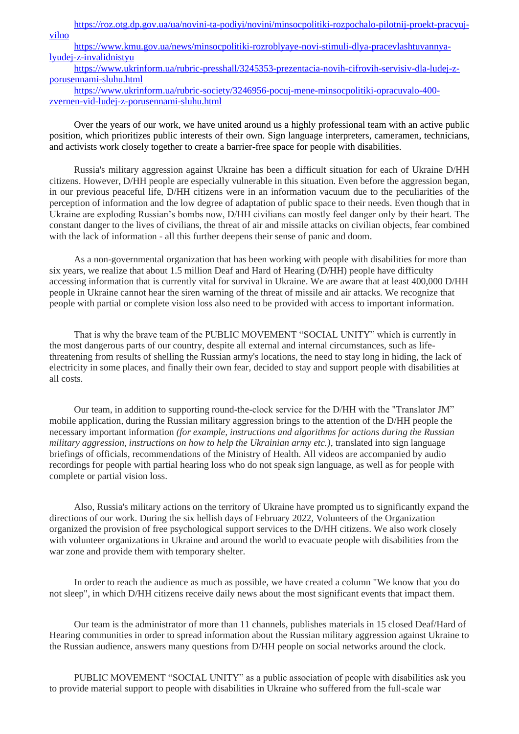https://roz.otg.dp.gov.ua/ua/novini-ta-podiyi/novini/minsocpolitiki-rozpochalo-pilotnij-proekt-pracyuj-vilno

https://www.kmu.gov.ua/news/minsocpolitiki-rozroblyaye-novi-stimuli-dlya-pracevlashtuvannya-lyudej-z-invalidnistyu

https://www.ukrinform.ua/rubric-presshall/3245353-prezentacia-novih-cifrovih-servisiv-dla-ludej-z-porusennami-sluhu.html

https://www.ukrinform.ua/rubric-society/3246956-pocuj-mene-minsocpolitiki-opracuvalo-400-zvernen-vid-ludej-z-porusennami-sluhu.html

Over the years of our work, we have united around us a highly professional team with an active public position, which prioritizes public interests of their own. Sign language interpreters, cameramen, technicians, and activists work closely together to create a barrier-free space for people with disabilities.

Russia's military aggression against Ukraine has been a difficult situation for each of Ukraine D/HH citizens. However, D/HH people are especially vulnerable in this situation. Even before the aggression began, in our previous peaceful life, D/HH citizens were in an information vacuum due to the peculiarities of the perception of information and the low degree of adaptation of public space to their needs. Even though that in Ukraine are exploding Russian's bombs now, D/HH civilians can mostly feel danger only by their heart. The constant danger to the lives of civilians, the threat of air and missile attacks on civilian objects, fear combined with the lack of information - all this further deepens their sense of panic and doom.

As a non-governmental organization that has been working with people with disabilities for more than six years, we realize that about 1.5 million Deaf and Hard of Hearing (D/HH) people have difficulty accessing information that is currently vital for survival in Ukraine. We are aware that at least 400,000 D/HH people in Ukraine cannot hear the siren warning of the threat of missile and air attacks. We recognize that people with partial or complete vision loss also need to be provided with access to important information.

That is why the brave team of the PUBLIC MOVEMENT “SOCIAL UNITY” which is currently in the most dangerous parts of our country, despite all external and internal circumstances, such as life-threatening from results of shelling the Russian army's locations, the need to stay long in hiding, the lack of electricity in some places, and finally their own fear, decided to stay and support people with disabilities at all costs.

Our team, in addition to supporting round-the-clock service for the D/HH with the "Translator JM" mobile application, during the Russian military aggression brings to the attention of the D/HH people the necessary important information *(for example, instructions and algorithms for actions during the Russian military aggression, instructions on how to help the Ukrainian army etc.)*, translated into sign language briefings of officials, recommendations of the Ministry of Health. All videos are accompanied by audio recordings for people with partial hearing loss who do not speak sign language, as well as for people with complete or partial vision loss.

Also, Russia's military actions on the territory of Ukraine have prompted us to significantly expand the directions of our work. During the six hellish days of February 2022, Volunteers of the Organization organized the provision of free psychological support services to the D/HH citizens. We also work closely with volunteer organizations in Ukraine and around the world to evacuate people with disabilities from the war zone and provide them with temporary shelter.

In order to reach the audience as much as possible, we have created a column "We know that you do not sleep", in which D/HH citizens receive daily news about the most significant events that impact them.

Our team is the administrator of more than 11 channels, publishes materials in 15 closed Deaf/Hard of Hearing communities in order to spread information about the Russian military aggression against Ukraine to the Russian audience, answers many questions from D/HH people on social networks around the clock.

PUBLIC MOVEMENT “SOCIAL UNITY” as a public association of people with disabilities ask you to provide material support to people with disabilities in Ukraine who suffered from the full-scale war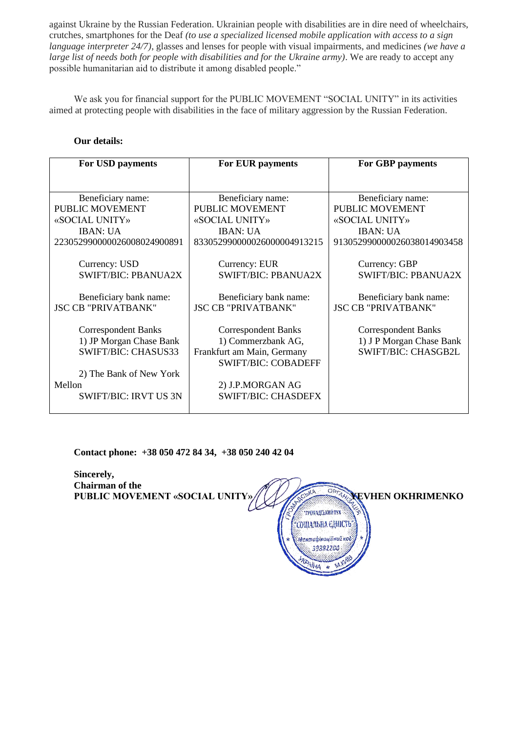against Ukraine by the Russian Federation. Ukrainian people with disabilities are in dire need of wheelchairs, crutches, smartphones for the Deaf *(to use a specialized licensed mobile application with access to a sign language interpreter 24/7)*, glasses and lenses for people with visual impairments, and medicines *(we have a large list of needs both for people with disabilities and for the Ukraine army)*. We are ready to accept any possible humanitarian aid to distribute it among disabled people."

We ask you for financial support for the PUBLIC MOVEMENT "SOCIAL UNITY" in its activities aimed at protecting people with disabilities in the face of military aggression by the Russian Federation.

**Our details:**

| For USD payments | For EUR payments | For GBP payments |
|---|---|---|
| Beneficiary name: PUBLIC MOVEMENT «SOCIAL UNITY» IBAN: UA 223052990000026008024900891<br><br>Currency: USD SWIFT/BIC: PBANUA2X<br><br>Beneficiary bank name: JSC CB "PRIVATBANK"<br><br>Correspondent Banks 1) JP Morgan Chase Bank SWIFT/BIC: CHASUS33<br><br>2) The Bank of New York Mellon SWIFT/BIC: IRVT US 3N | Beneficiary name: PUBLIC MOVEMENT «SOCIAL UNITY» IBAN: UA 833052990000026000004913215<br><br>Currency: EUR SWIFT/BIC: PBANUA2X<br><br>Beneficiary bank name: JSC CB "PRIVATBANK"<br><br>Correspondent Banks 1) Commerzbank AG, Frankfurt am Main, Germany SWIFT/BIC: COBADEFF<br><br>2) J.P.MORGAN AG SWIFT/BIC: CHASDEFX | Beneficiary name: PUBLIC MOVEMENT «SOCIAL UNITY» IBAN: UA 913052990000026038014903458<br><br>Currency: GBP SWIFT/BIC: PBANUA2X<br><br>Beneficiary bank name: JSC CB "PRIVATBANK"<br><br>Correspondent Banks 1) J P Morgan Chase Bank SWIFT/BIC: CHASGB2L |

**Contact phone: +38 050 472 84 34, +38 050 240 42 04**

**Sincerely,**
**Chairman of the**
**PUBLIC MOVEMENT «SOCIAL UNITY» YEVHEN OKHRIMENKO**

ГРОМАДСЬКА ОРГАНІЗАЦІЯ ГРОМАДСЬКИЙ РУХ "СОЦІАЛЬНА ЄДНІСТЬ" Ідентифікаційний код 39382200 УКРАЇНА \* М.КИЇВ